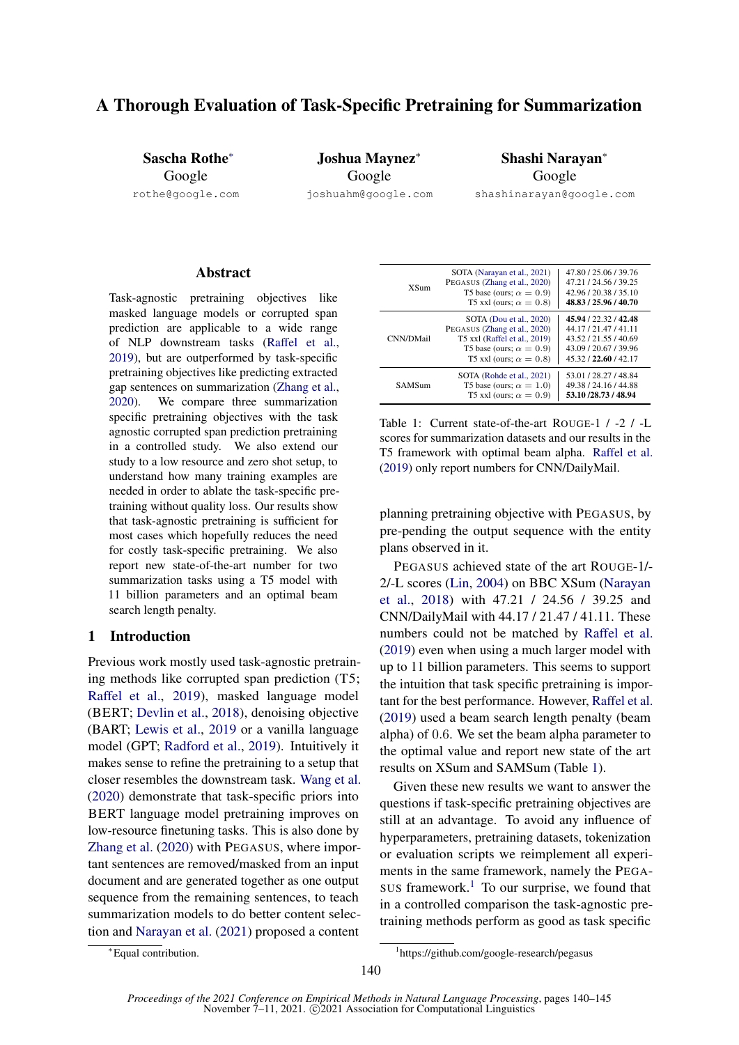# A Thorough Evaluation of Task-Specific Pretraining for Summarization

**Sascha Rothe**[*]
Google
rothe@google.com

**Joshua Maynez**[*]
Google
joshuahm@google.com

**Shashi Narayan**[*]
Google
shashinarayan@google.com

## Abstract

Task-agnostic pretraining objectives like masked language models or corrupted span prediction are applicable to a wide range of NLP downstream tasks (Raffel et al., 2019), but are outperformed by task-specific pretraining objectives like predicting extracted gap sentences on summarization (Zhang et al., 2020). We compare three summarization specific pretraining objectives with the task agnostic corrupted span prediction pretraining in a controlled study. We also extend our study to a low resource and zero shot setup, to understand how many training examples are needed in order to ablate the task-specific pretraining without quality loss. Our results show that task-agnostic pretraining is sufficient for most cases which hopefully reduces the need for costly task-specific pretraining. We also report new state-of-the-art number for two summarization tasks using a T5 model with 11 billion parameters and an optimal beam search length penalty.

## 1 Introduction

Previous work mostly used task-agnostic pretraining methods like corrupted span prediction (T5; Raffel et al., 2019), masked language model (BERT; Devlin et al., 2018), denoising objective (BART; Lewis et al., 2019 or a vanilla language model (GPT; Radford et al., 2019). Intuitively it makes sense to refine the pretraining to a setup that closer resembles the downstream task. Wang et al. (2020) demonstrate that task-specific priors into BERT language model pretraining improves on low-resource finetuning tasks. This is also done by Zhang et al. (2020) with PEGASUS, where important sentences are removed/masked from an input document and are generated together as one output sequence from the remaining sentences, to teach summarization models to do better content selection and Narayan et al. (2021) proposed a content planning pretraining objective with PEGASUS, by pre-pending the output sequence with the entity plans observed in it.

| | | |
|---|---|---|
| XSum | SOTA (Narayan et al., 2021) | 47.80 / 25.06 / 39.76 |
| | PEGASUS (Zhang et al., 2020) | 47.21 / 24.56 / 39.25 |
| | T5 base (ours; $\alpha = 0.9$) | 42.96 / 20.38 / 35.10 |
| | T5 xxl (ours; $\alpha = 0.8$) | **48.83 / 25.96 / 40.70** |
| CNN/DMail | SOTA (Dou et al., 2020) | **45.94** / 22.32 / **42.48** |
| | PEGASUS (Zhang et al., 2020) | 44.17 / 21.47 / 41.11 |
| | T5 xxl (Raffel et al., 2019) | 43.52 / 21.55 / 40.69 |
| | T5 base (ours; $\alpha = 0.9$) | 43.09 / 20.67 / 39.96 |
| | T5 xxl (ours; $\alpha = 0.8$) | 45.32 / **22.60** / 42.17 |
| SAMSum | SOTA (Rohde et al., 2021) | 53.01 / 28.27 / 48.84 |
| | T5 base (ours; $\alpha = 1.0$) | 49.38 / 24.16 / 44.88 |
| | T5 xxl (ours; $\alpha = 0.9$) | **53.10 /28.73 / 48.94** |

Table 1: Current state-of-the-art ROUGE-1 / -2 / -L scores for summarization datasets and our results in the T5 framework with optimal beam alpha. Raffel et al. (2019) only report numbers for CNN/DailyMail.

PEGASUS achieved state of the art ROUGE-1/-2/-L scores (Lin, 2004) on BBC XSum (Narayan et al., 2018) with 47.21 / 24.56 / 39.25 and CNN/DailyMail with 44.17 / 21.47 / 41.11. These numbers could not be matched by Raffel et al. (2019) even when using a much larger model with up to 11 billion parameters. This seems to support the intuition that task specific pretraining is important for the best performance. However, Raffel et al. (2019) used a beam search length penalty (beam alpha) of 0.6. We set the beam alpha parameter to the optimal value and report new state of the art results on XSum and SAMSum (Table 1).

Given these new results we want to answer the questions if task-specific pretraining objectives are still at an advantage. To avoid any influence of hyperparameters, pretraining datasets, tokenization or evaluation scripts we reimplement all experiments in the same framework, namely the PEGASUS framework.[1] To our surprise, we found that in a controlled comparison the task-agnostic pretraining methods perform as good as task specific

[*]Equal contribution.

[1]https://github.com/google-research/pegasus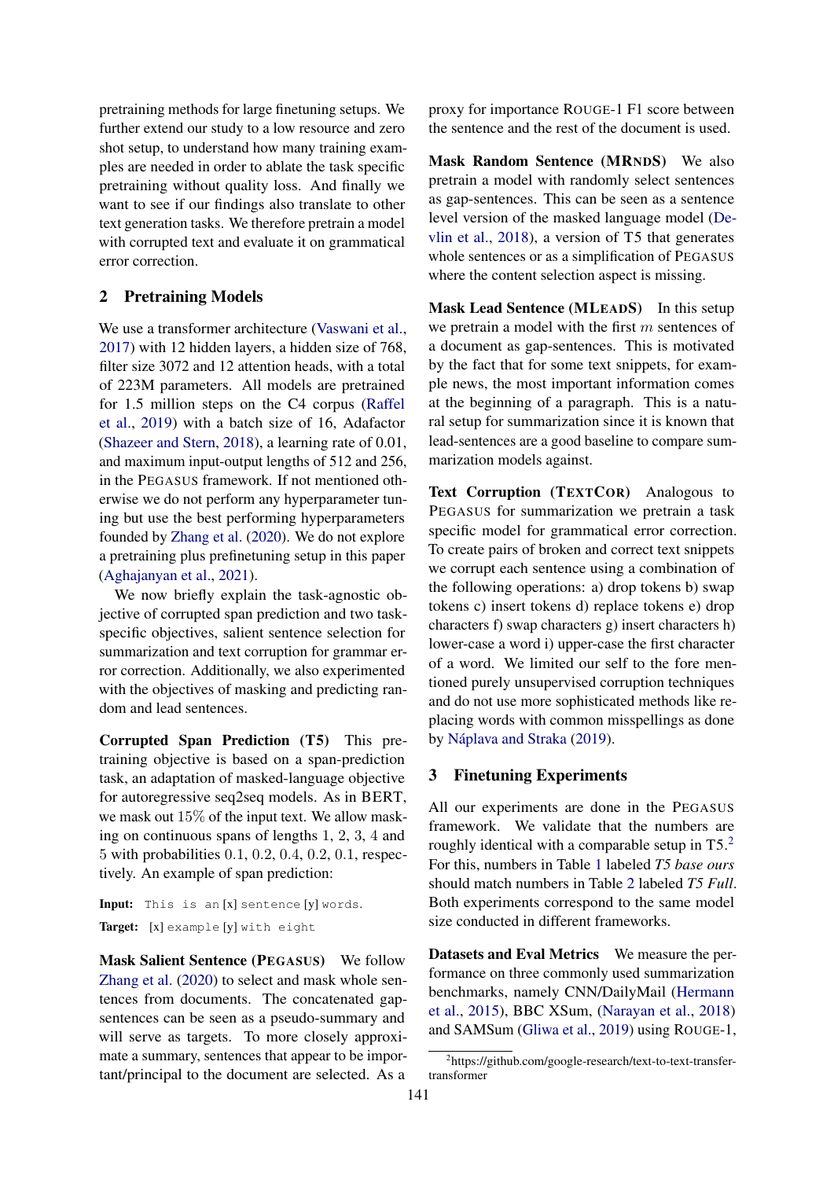pretraining methods for large finetuning setups. We further extend our study to a low resource and zero shot setup, to understand how many training examples are needed in order to ablate the task specific pretraining without quality loss. And finally we want to see if our findings also translate to other text generation tasks. We therefore pretrain a model with corrupted text and evaluate it on grammatical error correction.

## 2 Pretraining Models

We use a transformer architecture (Vaswani et al., 2017) with 12 hidden layers, a hidden size of 768, filter size 3072 and 12 attention heads, with a total of 223M parameters. All models are pretrained for 1.5 million steps on the C4 corpus (Raffel et al., 2019) with a batch size of 16, Adafactor (Shazeer and Stern, 2018), a learning rate of 0.01, and maximum input-output lengths of 512 and 256, in the PEGASUS framework. If not mentioned otherwise we do not perform any hyperparameter tuning but use the best performing hyperparameters founded by Zhang et al. (2020). We do not explore a pretraining plus prefinetuning setup in this paper (Aghajanyan et al., 2021).

We now briefly explain the task-agnostic objective of corrupted span prediction and two task-specific objectives, salient sentence selection for summarization and text corruption for grammar error correction. Additionally, we also experimented with the objectives of masking and predicting random and lead sentences.

**Corrupted Span Prediction (T5)** This pretraining objective is based on a span-prediction task, an adaptation of masked-language objective for autoregressive seq2seq models. As in BERT, we mask out $15\%$ of the input text. We allow masking on continuous spans of lengths $1$, $2$, $3$, $4$ and $5$ with probabilities $0.1$, $0.2$, $0.4$, $0.2$, $0.1$, respectively. An example of span prediction:

**Input:** `This is an` [x] `sentence` [y] `words.`

**Target:** [x] `example` [y] `with eight`

**Mask Salient Sentence (PEGASUS)** We follow Zhang et al. (2020) to select and mask whole sentences from documents. The concatenated gap-sentences can be seen as a pseudo-summary and will serve as targets. To more closely approximate a summary, sentences that appear to be important/principal to the document are selected. As a proxy for importance ROUGE-1 F1 score between the sentence and the rest of the document is used.

**Mask Random Sentence (MRNDS)** We also pretrain a model with randomly select sentences as gap-sentences. This can be seen as a sentence level version of the masked language model (Devlin et al., 2018), a version of T5 that generates whole sentences or as a simplification of PEGASUS where the content selection aspect is missing.

**Mask Lead Sentence (MLEADS)** In this setup we pretrain a model with the first $m$ sentences of a document as gap-sentences. This is motivated by the fact that for some text snippets, for example news, the most important information comes at the beginning of a paragraph. This is a natural setup for summarization since it is known that lead-sentences are a good baseline to compare summarization models against.

**Text Corruption (TEXTCOR)** Analogous to PEGASUS for summarization we pretrain a task specific model for grammatical error correction. To create pairs of broken and correct text snippets we corrupt each sentence using a combination of the following operations: a) drop tokens b) swap tokens c) insert tokens d) replace tokens e) drop characters f) swap characters g) insert characters h) lower-case a word i) upper-case the first character of a word. We limited our self to the fore mentioned purely unsupervised corruption techniques and do not use more sophisticated methods like replacing words with common misspellings as done by Náplava and Straka (2019).

## 3 Finetuning Experiments

All our experiments are done in the PEGASUS framework. We validate that the numbers are roughly identical with a comparable setup in T5.[2] For this, numbers in Table 1 labeled *T5 base ours* should match numbers in Table 2 labeled *T5 Full*. Both experiments correspond to the same model size conducted in different frameworks.

**Datasets and Eval Metrics** We measure the performance on three commonly used summarization benchmarks, namely CNN/DailyMail (Hermann et al., 2015), BBC XSum, (Narayan et al., 2018) and SAMSum (Gliwa et al., 2019) using ROUGE-1,

[2]https://github.com/google-research/text-to-text-transfer-transformer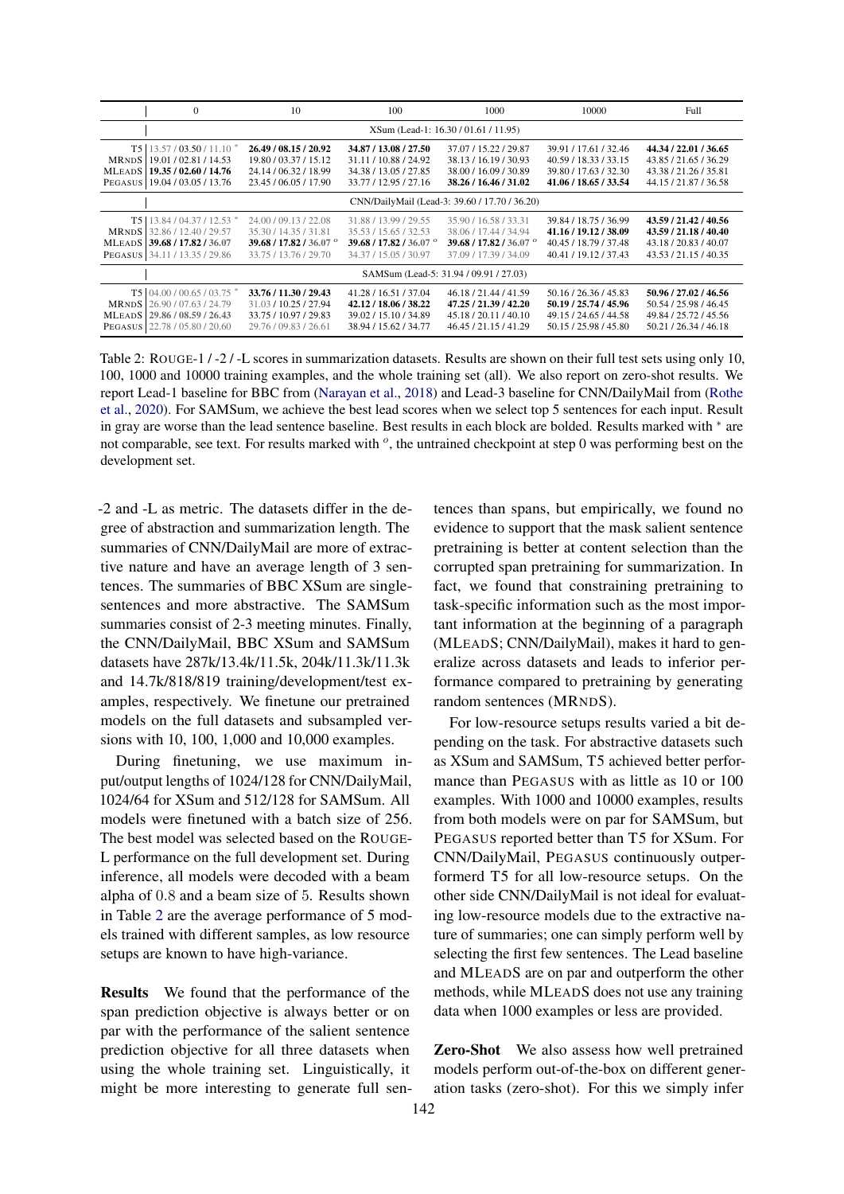| | 0 | 10 | 100 | 1000 | 10000 | Full |
|---|---|---|---|---|---|---|
| | XSum (Lead-1: 16.30 / 01.61 / 11.95) | | | | | |
| T5 | 13.57 / 03.50 / 11.10 * | **26.49 / 08.15 / 20.92** | **34.87 / 13.08 / 27.50** | 37.07 / 15.22 / 29.87 | 39.91 / 17.61 / 32.46 | **44.34 / 22.01 / 36.65** |
| MRNDS | 19.01 / 02.81 / 14.53 | 19.80 / 03.37 / 15.12 | 31.11 / 10.88 / 24.92 | 38.13 / 16.19 / 30.93 | 40.59 / 18.33 / 33.15 | 43.85 / 21.65 / 36.29 |
| MLEADS | **19.35 / 02.60 / 14.76** | 24.14 / 06.32 / 18.99 | 34.38 / 13.05 / 27.85 | 38.00 / 16.09 / 30.89 | 39.80 / 17.63 / 32.30 | 43.38 / 21.26 / 35.81 |
| PEGASUS | 19.04 / 03.05 / 13.76 | 23.45 / 06.05 / 17.90 | 33.77 / 12.95 / 27.16 | **38.26 / 16.46 / 31.02** | **41.06 / 18.65 / 33.54** | 44.15 / 21.87 / 36.58 |
| | CNN/DailyMail (Lead-3: 39.60 / 17.70 / 36.20) | | | | | |
| T5 | 13.84 / 04.37 / 12.53 * | 24.00 / 09.13 / 22.08 | 31.88 / 13.99 / 29.55 | 35.90 / 16.58 / 33.31 | 39.84 / 18.75 / 36.99 | **43.59 / 21.42 / 40.56** |
| MRNDS | 32.86 / 12.40 / 29.57 | 35.30 / 14.35 / 31.81 | 35.53 / 15.65 / 32.53 | 38.06 / 17.44 / 34.94 | **41.16 / 19.12 / 38.09** | **43.59 / 21.18 / 40.40** |
| MLEADS | **39.68 / 17.82 / 36.07** | **39.68 / 17.82 / 36.07** $^{o}$ | **39.68 / 17.82 / 36.07** $^{o}$ | **39.68 / 17.82 / 36.07** $^{o}$ | 40.45 / 18.79 / 37.48 | 43.18 / 20.83 / 40.07 |
| PEGASUS | 34.11 / 13.35 / 29.86 | 33.75 / 13.76 / 29.70 | 34.37 / 15.05 / 30.97 | 37.09 / 17.39 / 34.09 | 40.41 / 19.12 / 37.43 | 43.53 / 21.15 / 40.35 |
| | SAMSum (Lead-5: 31.94 / 09.91 / 27.03) | | | | | |
| T5 | 04.00 / 00.65 / 03.75 * | **33.76 / 11.30 / 29.43** | 41.28 / 16.51 / 37.04 | 46.18 / 21.44 / 41.59 | 50.16 / 26.36 / 45.83 | **50.96 / 27.02 / 46.56** |
| MRNDS | 26.90 / 07.63 / 24.79 | 31.03 / 10.25 / 27.94 | **42.12 / 18.06 / 38.22** | **47.25 / 21.39 / 42.20** | **50.19 / 25.74 / 45.96** | 50.54 / 25.98 / 46.45 |
| MLEADS | **29.86 / 08.59 / 26.43** | 33.75 / 10.97 / 29.83 | 39.02 / 15.10 / 34.89 | 45.18 / 20.11 / 40.10 | 49.15 / 24.65 / 44.58 | 49.84 / 25.72 / 45.56 |
| PEGASUS | 22.78 / 05.80 / 20.60 | 29.76 / 09.83 / 26.61 | 38.94 / 15.62 / 34.77 | 46.45 / 21.15 / 41.29 | 50.15 / 25.98 / 45.80 | 50.21 / 26.34 / 46.18 |

Table 2: ROUGE-1 / -2 / -L scores in summarization datasets. Results are shown on their full test sets using only 10, 100, 1000 and 10000 training examples, and the whole training set (all). We also report on zero-shot results. We report Lead-1 baseline for BBC from (Narayan et al., 2018) and Lead-3 baseline for CNN/DailyMail from (Rothe et al., 2020). For SAMSum, we achieve the best lead scores when we select top 5 sentences for each input. Result in gray are worse than the lead sentence baseline. Best results in each block are bolded. Results marked with * are not comparable, see text. For results marked with $^{o}$, the untrained checkpoint at step 0 was performing best on the development set.

-2 and -L as metric. The datasets differ in the degree of abstraction and summarization length. The summaries of CNN/DailyMail are more of extractive nature and have an average length of 3 sentences. The summaries of BBC XSum are single-sentences and more abstractive. The SAMSum summaries consist of 2-3 meeting minutes. Finally, the CNN/DailyMail, BBC XSum and SAMSum datasets have 287k/13.4k/11.5k, 204k/11.3k/11.3k and 14.7k/818/819 training/development/test examples, respectively. We finetune our pretrained models on the full datasets and subsampled versions with 10, 100, 1,000 and 10,000 examples.

During finetuning, we use maximum input/output lengths of 1024/128 for CNN/DailyMail, 1024/64 for XSum and 512/128 for SAMSum. All models were finetuned with a batch size of 256. The best model was selected based on the ROUGE-L performance on the full development set. During inference, all models were decoded with a beam alpha of 0.8 and a beam size of 5. Results shown in Table 2 are the average performance of 5 models trained with different samples, as low resource setups are known to have high-variance.

**Results** We found that the performance of the span prediction objective is always better or on par with the performance of the salient sentence prediction objective for all three datasets when using the whole training set. Linguistically, it might be more interesting to generate full sentences than spans, but empirically, we found no evidence to support that the mask salient sentence pretraining is better at content selection than the corrupted span pretraining for summarization. In fact, we found that constraining pretraining to task-specific information such as the most important information at the beginning of a paragraph (MLEADS; CNN/DailyMail), makes it hard to generalize across datasets and leads to inferior performance compared to pretraining by generating random sentences (MRNDS).

For low-resource setups results varied a bit depending on the task. For abstractive datasets such as XSum and SAMSum, T5 achieved better performance than PEGASUS with as little as 10 or 100 examples. With 1000 and 10000 examples, results from both models were on par for SAMSum, but PEGASUS reported better than T5 for XSum. For CNN/DailyMail, PEGASUS continuously outperformerd T5 for all low-resource setups. On the other side CNN/DailyMail is not ideal for evaluating low-resource models due to the extractive nature of summaries; one can simply perform well by selecting the first few sentences. The Lead baseline and MLEADS are on par and outperform the other methods, while MLEADS does not use any training data when 1000 examples or less are provided.

**Zero-Shot** We also assess how well pretrained models perform out-of-the-box on different generation tasks (zero-shot). For this we simply infer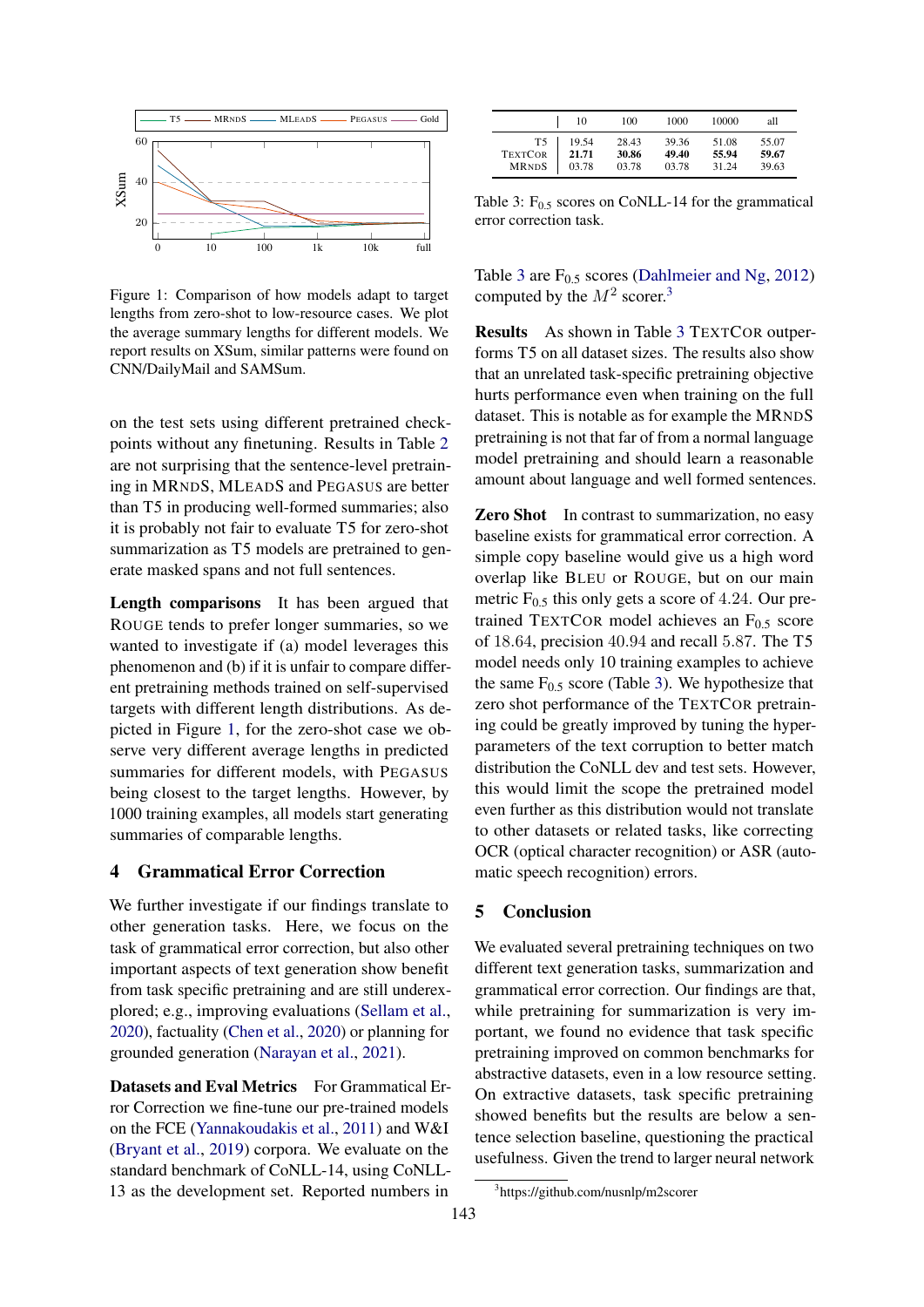T5 MRNDS MLEADS PEGASUS Gold

60

40

20

XSum

0 10 100 1k 10k full

Figure 1: Comparison of how models adapt to target lengths from zero-shot to low-resource cases. We plot the average summary lengths for different models. We report results on XSum, similar patterns were found on CNN/DailyMail and SAMSum.

on the test sets using different pretrained checkpoints without any finetuning. Results in Table 2 are not surprising that the sentence-level pretraining in MRNDS, MLEADS and PEGASUS are better than T5 in producing well-formed summaries; also it is probably not fair to evaluate T5 for zero-shot summarization as T5 models are pretrained to generate masked spans and not full sentences.

**Length comparisons** It has been argued that ROUGE tends to prefer longer summaries, so we wanted to investigate if (a) model leverages this phenomenon and (b) if it is unfair to compare different pretraining methods trained on self-supervised targets with different length distributions. As depicted in Figure 1, for the zero-shot case we observe very different average lengths in predicted summaries for different models, with PEGASUS being closest to the target lengths. However, by 1000 training examples, all models start generating summaries of comparable lengths.

## 4 Grammatical Error Correction

We further investigate if our findings translate to other generation tasks. Here, we focus on the task of grammatical error correction, but also other important aspects of text generation show benefit from task specific pretraining and are still underexplored; e.g., improving evaluations (Sellam et al., 2020), factuality (Chen et al., 2020) or planning for grounded generation (Narayan et al., 2021).

**Datasets and Eval Metrics** For Grammatical Error Correction we fine-tune our pre-trained models on the FCE (Yannakoudakis et al., 2011) and W&I (Bryant et al., 2019) corpora. We evaluate on the standard benchmark of CoNLL-14, using CoNLL-13 as the development set. Reported numbers in

| | 10 | 100 | 1000 | 10000 | all |
|---|---|---|---|---|---|
| T5 | 19.54 | 28.43 | 39.36 | 51.08 | 55.07 |
| TEXTCOR | **21.71** | **30.86** | **49.40** | **55.94** | **59.67** |
| MRNDS | 03.78 | 03.78 | 03.78 | 31.24 | 39.63 |

Table 3: $F_{0.5}$ scores on CoNLL-14 for the grammatical error correction task.

Table 3 are $F_{0.5}$ scores (Dahlmeier and Ng, 2012) computed by the $M^2$ scorer.[3]

**Results** As shown in Table 3 TEXTCOR outperforms T5 on all dataset sizes. The results also show that an unrelated task-specific pretraining objective hurts performance even when training on the full dataset. This is notable as for example the MRNDS pretraining is not that far of from a normal language model pretraining and should learn a reasonable amount about language and well formed sentences.

**Zero Shot** In contrast to summarization, no easy baseline exists for grammatical error correction. A simple copy baseline would give us a high word overlap like BLEU or ROUGE, but on our main metric $F_{0.5}$ this only gets a score of 4.24. Our pretrained TEXTCOR model achieves an $F_{0.5}$ score of 18.64, precision 40.94 and recall 5.87. The T5 model needs only 10 training examples to achieve the same $F_{0.5}$ score (Table 3). We hypothesize that zero shot performance of the TEXTCOR pretraining could be greatly improved by tuning the hyperparameters of the text corruption to better match distribution the CoNLL dev and test sets. However, this would limit the scope the pretrained model even further as this distribution would not translate to other datasets or related tasks, like correcting OCR (optical character recognition) or ASR (automatic speech recognition) errors.

## 5 Conclusion

We evaluated several pretraining techniques on two different text generation tasks, summarization and grammatical error correction. Our findings are that, while pretraining for summarization is very important, we found no evidence that task specific pretraining improved on common benchmarks for abstractive datasets, even in a low resource setting. On extractive datasets, task specific pretraining showed benefits but the results are below a sentence selection baseline, questioning the practical usefulness. Given the trend to larger neural network

[3] https://github.com/nusnlp/m2scorer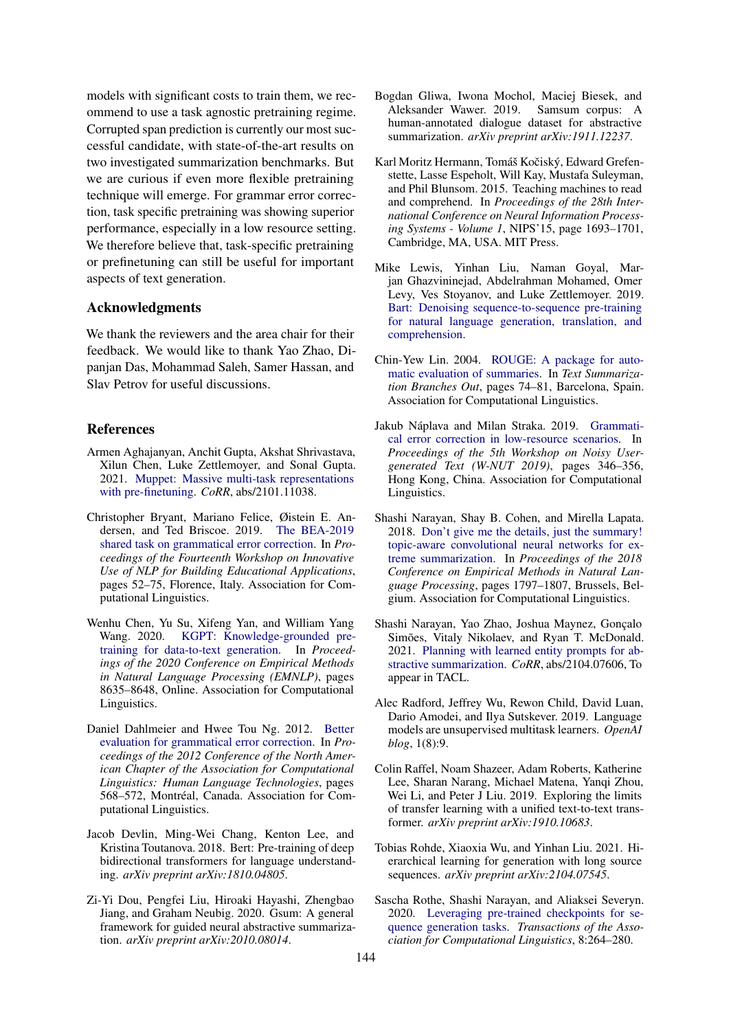models with significant costs to train them, we recommend to use a task agnostic pretraining regime. Corrupted span prediction is currently our most successful candidate, with state-of-the-art results on two investigated summarization benchmarks. But we are curious if even more flexible pretraining technique will emerge. For grammar error correction, task specific pretraining was showing superior performance, especially in a low resource setting. We therefore believe that, task-specific pretraining or prefinetuning can still be useful for important aspects of text generation.

## Acknowledgments

We thank the reviewers and the area chair for their feedback. We would like to thank Yao Zhao, Dipanjan Das, Mohammad Saleh, Samer Hassan, and Slav Petrov for useful discussions.

## References

Armen Aghajanyan, Anchit Gupta, Akshat Shrivastava, Xilun Chen, Luke Zettlemoyer, and Sonal Gupta. 2021. Muppet: Massive multi-task representations with pre-finetuning. *CoRR*, abs/2101.11038.

Christopher Bryant, Mariano Felice, Øistein E. Andersen, and Ted Briscoe. 2019. The BEA-2019 shared task on grammatical error correction. In *Proceedings of the Fourteenth Workshop on Innovative Use of NLP for Building Educational Applications*, pages 52–75, Florence, Italy. Association for Computational Linguistics.

Wenhu Chen, Yu Su, Xifeng Yan, and William Yang Wang. 2020. KGPT: Knowledge-grounded pretraining for data-to-text generation. In *Proceedings of the 2020 Conference on Empirical Methods in Natural Language Processing (EMNLP)*, pages 8635–8648, Online. Association for Computational Linguistics.

Daniel Dahlmeier and Hwee Tou Ng. 2012. Better evaluation for grammatical error correction. In *Proceedings of the 2012 Conference of the North American Chapter of the Association for Computational Linguistics: Human Language Technologies*, pages 568–572, Montréal, Canada. Association for Computational Linguistics.

Jacob Devlin, Ming-Wei Chang, Kenton Lee, and Kristina Toutanova. 2018. Bert: Pre-training of deep bidirectional transformers for language understanding. *arXiv preprint arXiv:1810.04805*.

Zi-Yi Dou, Pengfei Liu, Hiroaki Hayashi, Zhengbao Jiang, and Graham Neubig. 2020. Gsum: A general framework for guided neural abstractive summarization. *arXiv preprint arXiv:2010.08014*.

Bogdan Gliwa, Iwona Mochol, Maciej Biesek, and Aleksander Wawer. 2019. Samsum corpus: A human-annotated dialogue dataset for abstractive summarization. *arXiv preprint arXiv:1911.12237*.

Karl Moritz Hermann, Tomáš Kočiský, Edward Grefenstette, Lasse Espeholt, Will Kay, Mustafa Suleyman, and Phil Blunsom. 2015. Teaching machines to read and comprehend. In *Proceedings of the 28th International Conference on Neural Information Processing Systems - Volume 1*, NIPS'15, page 1693–1701, Cambridge, MA, USA. MIT Press.

Mike Lewis, Yinhan Liu, Naman Goyal, Marjan Ghazvininejad, Abdelrahman Mohamed, Omer Levy, Ves Stoyanov, and Luke Zettlemoyer. 2019. Bart: Denoising sequence-to-sequence pre-training for natural language generation, translation, and comprehension.

Chin-Yew Lin. 2004. ROUGE: A package for automatic evaluation of summaries. In *Text Summarization Branches Out*, pages 74–81, Barcelona, Spain. Association for Computational Linguistics.

Jakub Náplava and Milan Straka. 2019. Grammatical error correction in low-resource scenarios. In *Proceedings of the 5th Workshop on Noisy User-generated Text (W-NUT 2019)*, pages 346–356, Hong Kong, China. Association for Computational Linguistics.

Shashi Narayan, Shay B. Cohen, and Mirella Lapata. 2018. Don't give me the details, just the summary! topic-aware convolutional neural networks for extreme summarization. In *Proceedings of the 2018 Conference on Empirical Methods in Natural Language Processing*, pages 1797–1807, Brussels, Belgium. Association for Computational Linguistics.

Shashi Narayan, Yao Zhao, Joshua Maynez, Gonçalo Simões, Vitaly Nikolaev, and Ryan T. McDonald. 2021. Planning with learned entity prompts for abstractive summarization. *CoRR*, abs/2104.07606, To appear in TACL.

Alec Radford, Jeffrey Wu, Rewon Child, David Luan, Dario Amodei, and Ilya Sutskever. 2019. Language models are unsupervised multitask learners. *OpenAI blog*, 1(8):9.

Colin Raffel, Noam Shazeer, Adam Roberts, Katherine Lee, Sharan Narang, Michael Matena, Yanqi Zhou, Wei Li, and Peter J Liu. 2019. Exploring the limits of transfer learning with a unified text-to-text transformer. *arXiv preprint arXiv:1910.10683*.

Tobias Rohde, Xiaoxia Wu, and Yinhan Liu. 2021. Hierarchical learning for generation with long source sequences. *arXiv preprint arXiv:2104.07545*.

Sascha Rothe, Shashi Narayan, and Aliaksei Severyn. 2020. Leveraging pre-trained checkpoints for sequence generation tasks. *Transactions of the Association for Computational Linguistics*, 8:264–280.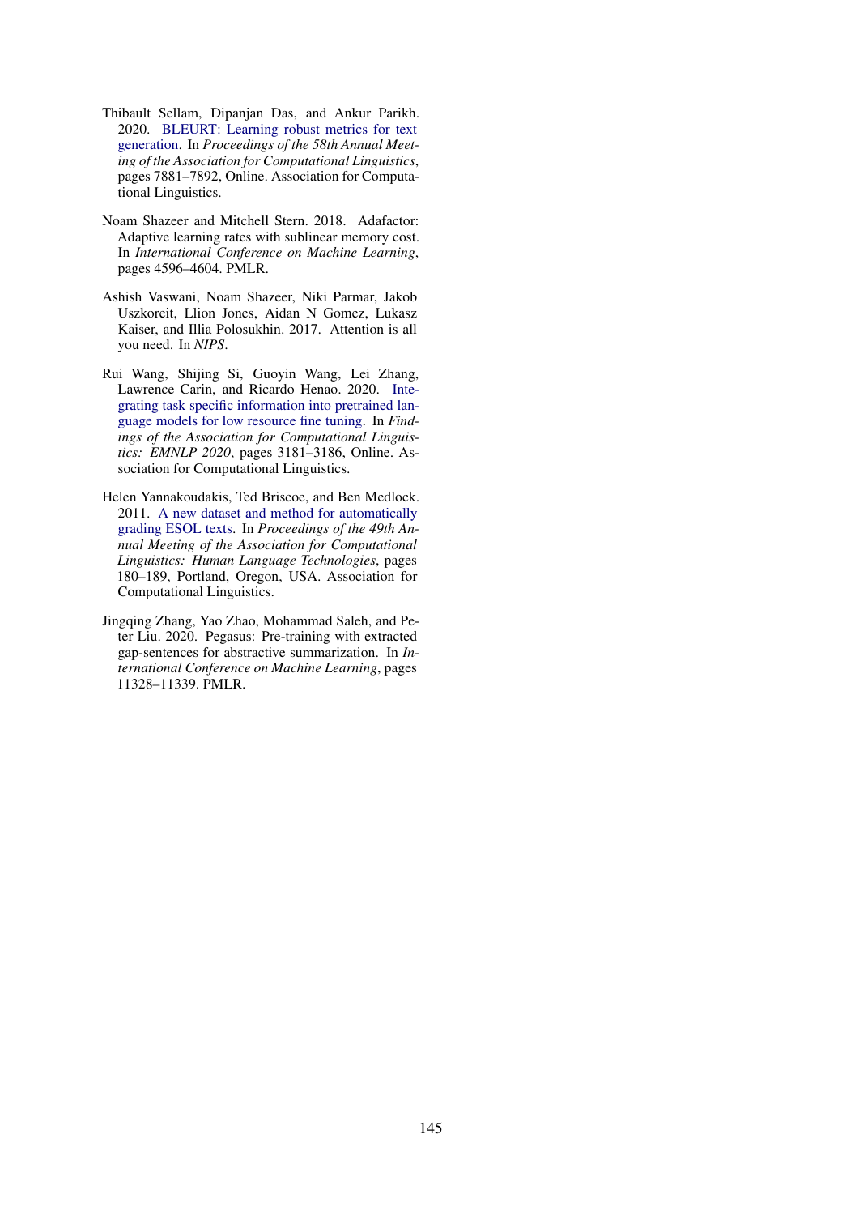Thibault Sellam, Dipanjan Das, and Ankur Parikh. 2020. BLEURT: Learning robust metrics for text generation. In *Proceedings of the 58th Annual Meeting of the Association for Computational Linguistics*, pages 7881–7892, Online. Association for Computational Linguistics.

Noam Shazeer and Mitchell Stern. 2018. Adafactor: Adaptive learning rates with sublinear memory cost. In *International Conference on Machine Learning*, pages 4596–4604. PMLR.

Ashish Vaswani, Noam Shazeer, Niki Parmar, Jakob Uszkoreit, Llion Jones, Aidan N Gomez, Lukasz Kaiser, and Illia Polosukhin. 2017. Attention is all you need. In *NIPS*.

Rui Wang, Shijing Si, Guoyin Wang, Lei Zhang, Lawrence Carin, and Ricardo Henao. 2020. Integrating task specific information into pretrained language models for low resource fine tuning. In *Findings of the Association for Computational Linguistics: EMNLP 2020*, pages 3181–3186, Online. Association for Computational Linguistics.

Helen Yannakoudakis, Ted Briscoe, and Ben Medlock. 2011. A new dataset and method for automatically grading ESOL texts. In *Proceedings of the 49th Annual Meeting of the Association for Computational Linguistics: Human Language Technologies*, pages 180–189, Portland, Oregon, USA. Association for Computational Linguistics.

Jingqing Zhang, Yao Zhao, Mohammad Saleh, and Peter Liu. 2020. Pegasus: Pre-training with extracted gap-sentences for abstractive summarization. In *International Conference on Machine Learning*, pages 11328–11339. PMLR.